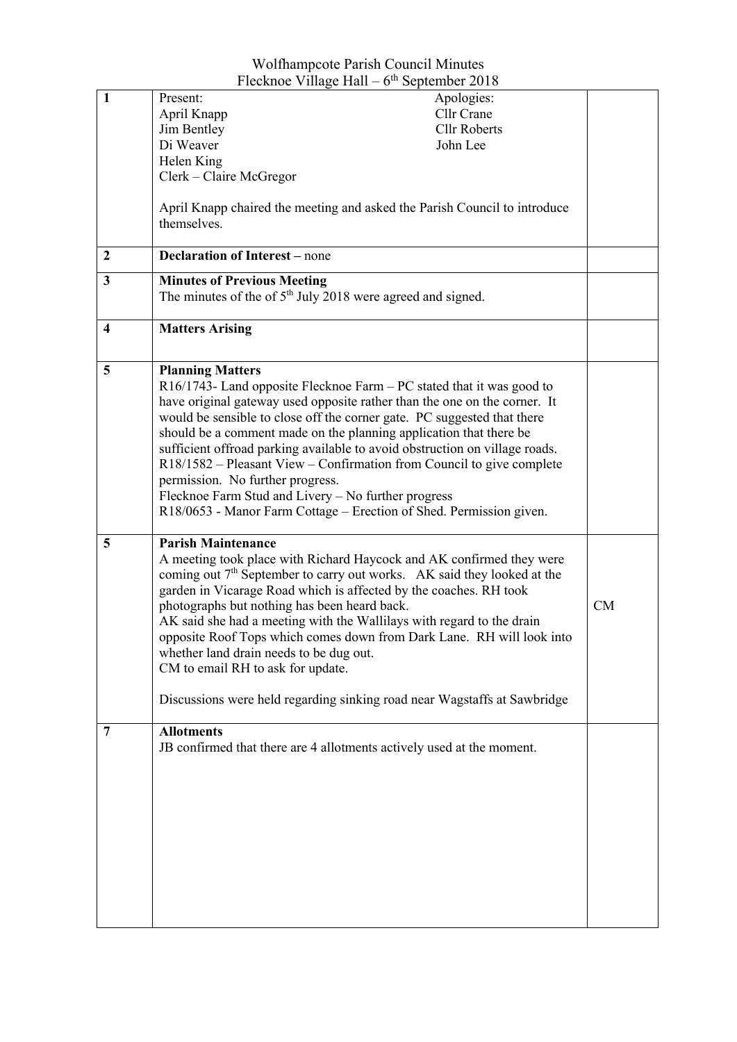Wolfhampcote Parish Council Minutes
Flecknoe Village Hall – 6th September 2018

| | | |
|---|---|---|
| 1 | Present:<br>April Knapp<br>Jim Bentley<br>Di Weaver<br>Helen King<br>Clerk – Claire McGregor<br><br>Apologies:<br>Cllr Crane<br>Cllr Roberts<br>John Lee<br><br>April Knapp chaired the meeting and asked the Parish Council to introduce themselves. | |
| 2 | **Declaration of Interest –** none | |
| 3 | **Minutes of Previous Meeting**<br>The minutes of the of 5th July 2018 were agreed and signed. | |
| 4 | **Matters Arising** | |
| 5 | **Planning Matters**<br>R16/1743- Land opposite Flecknoe Farm – PC stated that it was good to have original gateway used opposite rather than the one on the corner. It would be sensible to close off the corner gate. PC suggested that there should be a comment made on the planning application that there be sufficient offroad parking available to avoid obstruction on village roads.<br>R18/1582 – Pleasant View – Confirmation from Council to give complete permission. No further progress.<br>Flecknoe Farm Stud and Livery – No further progress<br>R18/0653 - Manor Farm Cottage – Erection of Shed. Permission given. | |
| 5 | **Parish Maintenance**<br>A meeting took place with Richard Haycock and AK confirmed they were coming out 7th September to carry out works. AK said they looked at the garden in Vicarage Road which is affected by the coaches. RH took photographs but nothing has been heard back.<br>AK said she had a meeting with the Wallilays with regard to the drain opposite Roof Tops which comes down from Dark Lane. RH will look into whether land drain needs to be dug out.<br>CM to email RH to ask for update.<br><br>Discussions were held regarding sinking road near Wagstaffs at Sawbridge | CM |
| 7 | **Allotments**<br>JB confirmed that there are 4 allotments actively used at the moment. | |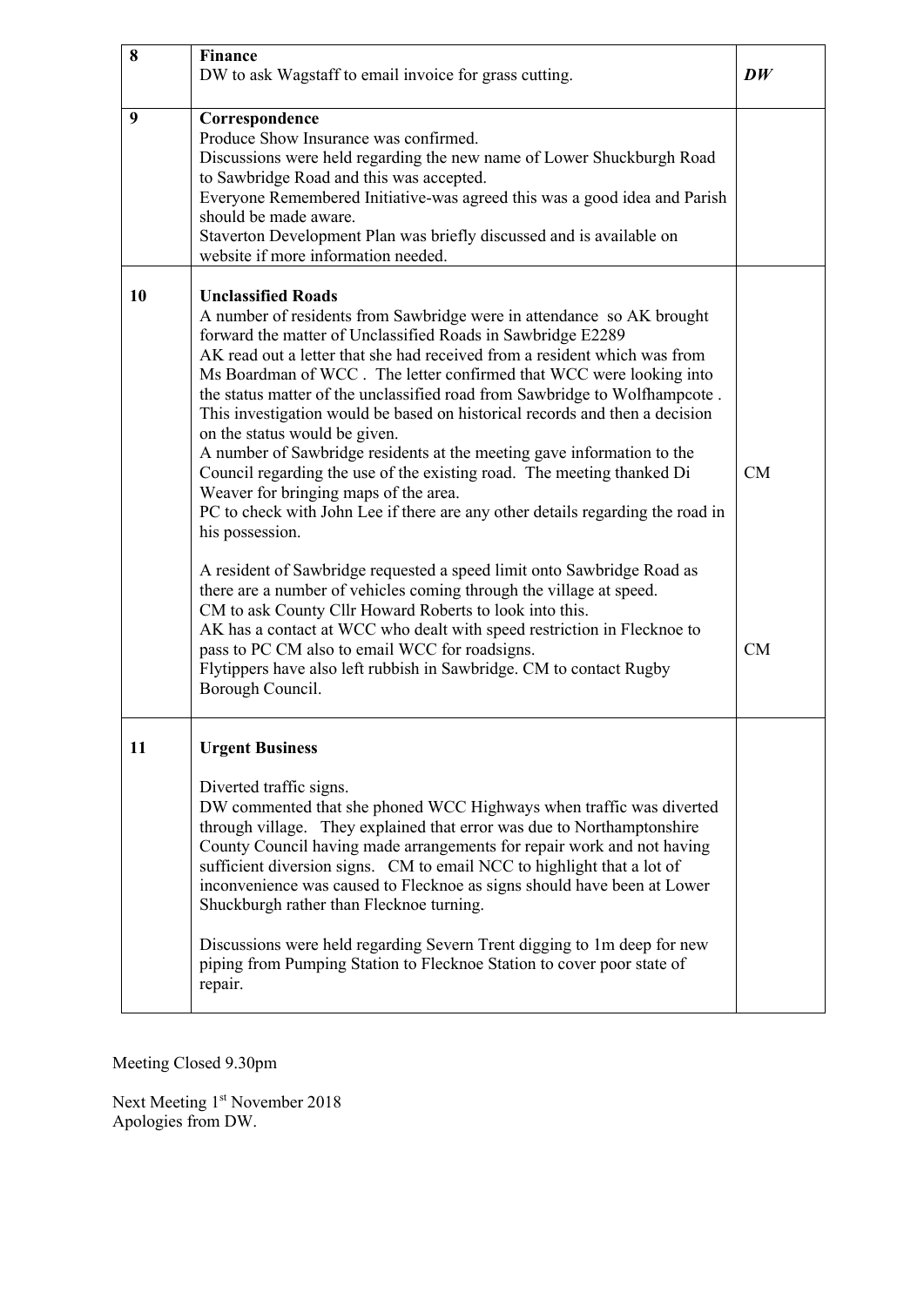| | | |
|---|---|---|
| 8 | **Finance**<br>DW to ask Wagstaff to email invoice for grass cutting. | ***DW*** |
| 9 | **Correspondence**<br>Produce Show Insurance was confirmed.<br>Discussions were held regarding the new name of Lower Shuckburgh Road to Sawbridge Road and this was accepted.<br>Everyone Remembered Initiative-was agreed this was a good idea and Parish should be made aware.<br>Staverton Development Plan was briefly discussed and is available on website if more information needed. | |
| 10 | **Unclassified Roads**<br>A number of residents from Sawbridge were in attendance so AK brought forward the matter of Unclassified Roads in Sawbridge E2289<br>AK read out a letter that she had received from a resident which was from Ms Boardman of WCC . The letter confirmed that WCC were looking into the status matter of the unclassified road from Sawbridge to Wolfhampcote . This investigation would be based on historical records and then a decision on the status would be given.<br>A number of Sawbridge residents at the meeting gave information to the Council regarding the use of the existing road. The meeting thanked Di Weaver for bringing maps of the area.<br>PC to check with John Lee if there are any other details regarding the road in his possession.<br><br>A resident of Sawbridge requested a speed limit onto Sawbridge Road as there are a number of vehicles coming through the village at speed.<br>CM to ask County Cllr Howard Roberts to look into this.<br>AK has a contact at WCC who dealt with speed restriction in Flecknoe to pass to PC CM also to email WCC for roadsigns.<br>Flytippers have also left rubbish in Sawbridge. CM to contact Rugby Borough Council. | CM<br><br><br><br>CM |
| 11 | **Urgent Business**<br><br>Diverted traffic signs.<br>DW commented that she phoned WCC Highways when traffic was diverted through village. They explained that error was due to Northamptonshire County Council having made arrangements for repair work and not having sufficient diversion signs. CM to email NCC to highlight that a lot of inconvenience was caused to Flecknoe as signs should have been at Lower Shuckburgh rather than Flecknoe turning.<br><br>Discussions were held regarding Severn Trent digging to 1m deep for new piping from Pumping Station to Flecknoe Station to cover poor state of repair. | |

Meeting Closed 9.30pm

Next Meeting 1st November 2018
Apologies from DW.